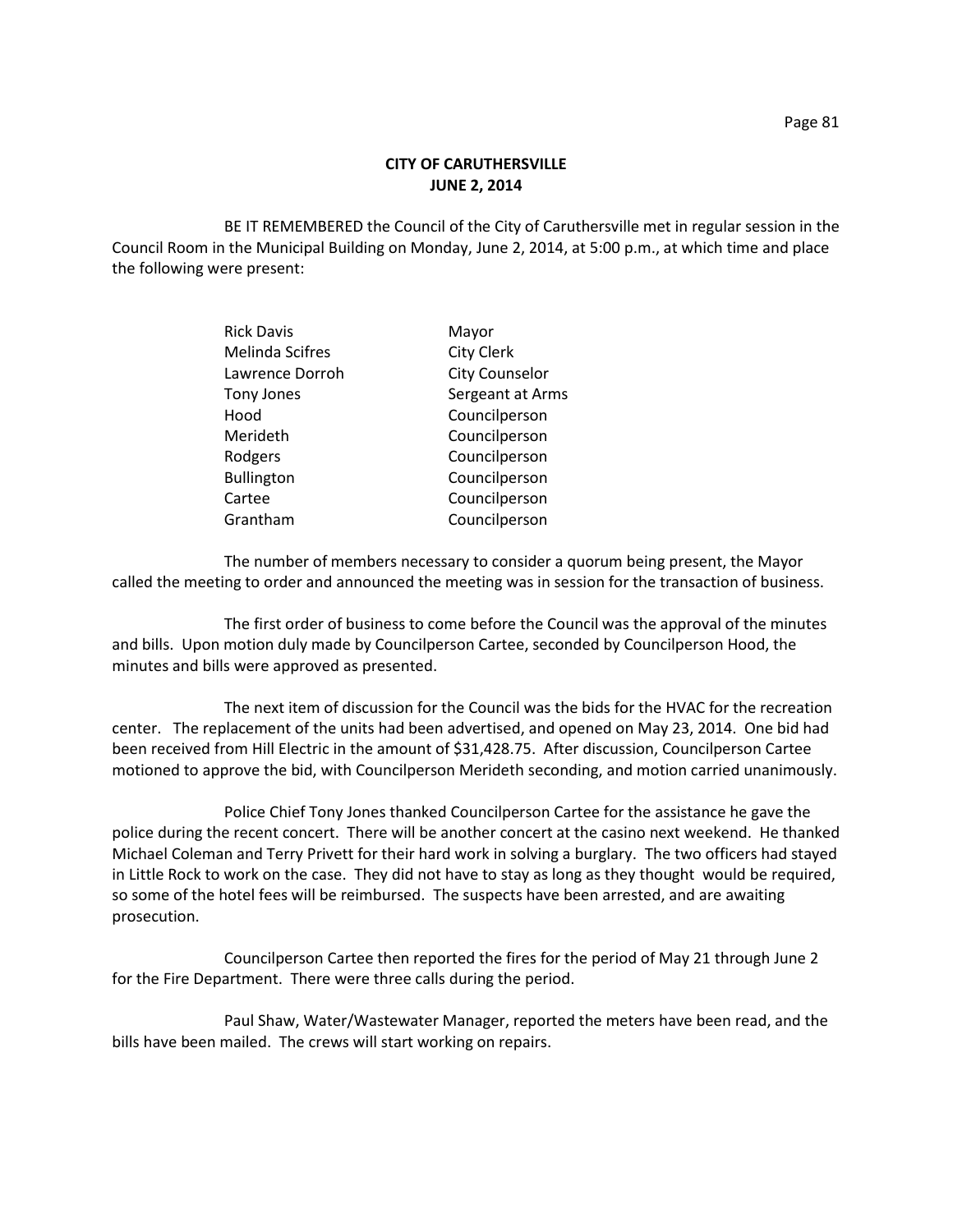# CITY OF CARUTHERSVILLE
## JUNE 2, 2014

BE IT REMEMBERED the Council of the City of Caruthersville met in regular session in the Council Room in the Municipal Building on Monday, June 2, 2014, at 5:00 p.m., at which time and place the following were present:

| | |
|---|---|
| Rick Davis | Mayor |
| Melinda Scifres | City Clerk |
| Lawrence Dorroh | City Counselor |
| Tony Jones | Sergeant at Arms |
| Hood | Councilperson |
| Merideth | Councilperson |
| Rodgers | Councilperson |
| Bullington | Councilperson |
| Cartee | Councilperson |
| Grantham | Councilperson |

The number of members necessary to consider a quorum being present, the Mayor called the meeting to order and announced the meeting was in session for the transaction of business.

The first order of business to come before the Council was the approval of the minutes and bills. Upon motion duly made by Councilperson Cartee, seconded by Councilperson Hood, the minutes and bills were approved as presented.

The next item of discussion for the Council was the bids for the HVAC for the recreation center. The replacement of the units had been advertised, and opened on May 23, 2014. One bid had been received from Hill Electric in the amount of $31,428.75. After discussion, Councilperson Cartee motioned to approve the bid, with Councilperson Merideth seconding, and motion carried unanimously.

Police Chief Tony Jones thanked Councilperson Cartee for the assistance he gave the police during the recent concert. There will be another concert at the casino next weekend. He thanked Michael Coleman and Terry Privett for their hard work in solving a burglary. The two officers had stayed in Little Rock to work on the case. They did not have to stay as long as they thought would be required, so some of the hotel fees will be reimbursed. The suspects have been arrested, and are awaiting prosecution.

Councilperson Cartee then reported the fires for the period of May 21 through June 2 for the Fire Department. There were three calls during the period.

Paul Shaw, Water/Wastewater Manager, reported the meters have been read, and the bills have been mailed. The crews will start working on repairs.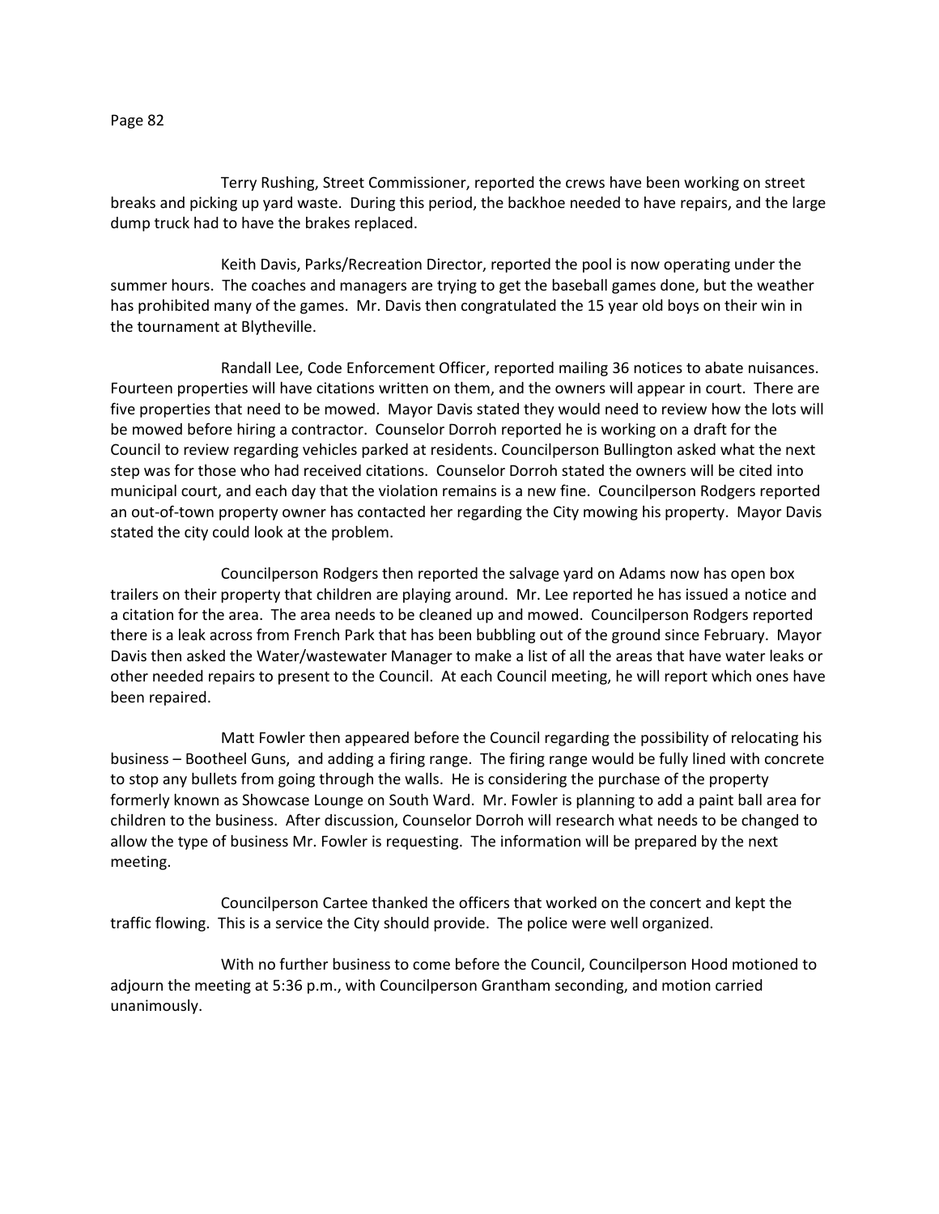Terry Rushing, Street Commissioner, reported the crews have been working on street breaks and picking up yard waste. During this period, the backhoe needed to have repairs, and the large dump truck had to have the brakes replaced.

Keith Davis, Parks/Recreation Director, reported the pool is now operating under the summer hours. The coaches and managers are trying to get the baseball games done, but the weather has prohibited many of the games. Mr. Davis then congratulated the 15 year old boys on their win in the tournament at Blytheville.

Randall Lee, Code Enforcement Officer, reported mailing 36 notices to abate nuisances. Fourteen properties will have citations written on them, and the owners will appear in court. There are five properties that need to be mowed. Mayor Davis stated they would need to review how the lots will be mowed before hiring a contractor. Counselor Dorroh reported he is working on a draft for the Council to review regarding vehicles parked at residents. Councilperson Bullington asked what the next step was for those who had received citations. Counselor Dorroh stated the owners will be cited into municipal court, and each day that the violation remains is a new fine. Councilperson Rodgers reported an out-of-town property owner has contacted her regarding the City mowing his property. Mayor Davis stated the city could look at the problem.

Councilperson Rodgers then reported the salvage yard on Adams now has open box trailers on their property that children are playing around. Mr. Lee reported he has issued a notice and a citation for the area. The area needs to be cleaned up and mowed. Councilperson Rodgers reported there is a leak across from French Park that has been bubbling out of the ground since February. Mayor Davis then asked the Water/wastewater Manager to make a list of all the areas that have water leaks or other needed repairs to present to the Council. At each Council meeting, he will report which ones have been repaired.

Matt Fowler then appeared before the Council regarding the possibility of relocating his business – Bootheel Guns, and adding a firing range. The firing range would be fully lined with concrete to stop any bullets from going through the walls. He is considering the purchase of the property formerly known as Showcase Lounge on South Ward. Mr. Fowler is planning to add a paint ball area for children to the business. After discussion, Counselor Dorroh will research what needs to be changed to allow the type of business Mr. Fowler is requesting. The information will be prepared by the next meeting.

Councilperson Cartee thanked the officers that worked on the concert and kept the traffic flowing. This is a service the City should provide. The police were well organized.

With no further business to come before the Council, Councilperson Hood motioned to adjourn the meeting at 5:36 p.m., with Councilperson Grantham seconding, and motion carried unanimously.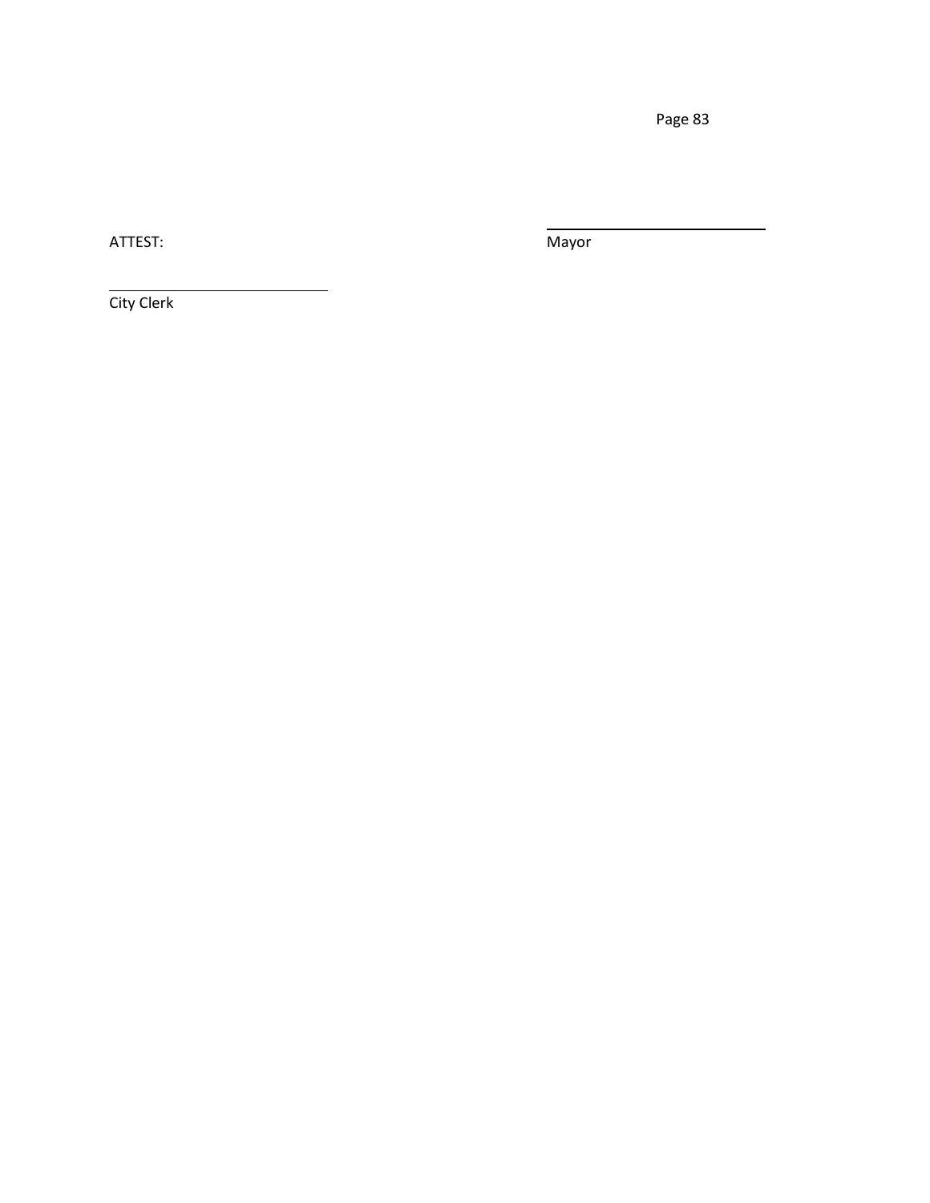ATTEST:

\_\_\_\_\_\_\_\_\_\_\_\_\_\_\_\_\_\_\_\_\_\_\_\_\_\_
Mayor

\_\_\_\_\_\_\_\_\_\_\_\_\_\_\_\_\_\_\_\_\_\_\_\_\_\_
City Clerk